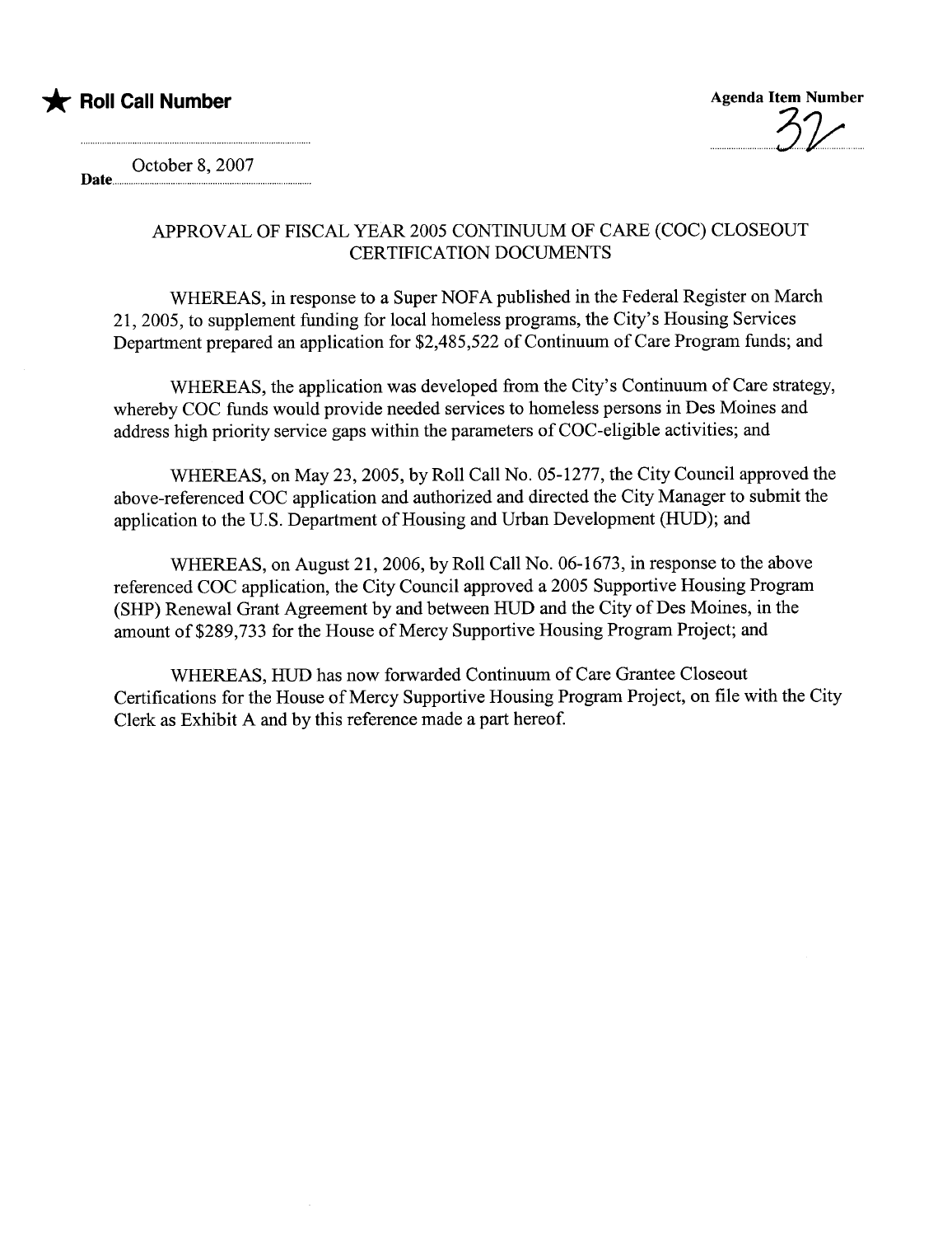★ **Roll Call Number**

**Agenda Item Number**

32

**Date** October 8, 2007

## APPROVAL OF FISCAL YEAR 2005 CONTINUUM OF CARE (COC) CLOSEOUT CERTIFICATION DOCUMENTS

WHEREAS, in response to a Super NOFA published in the Federal Register on March 21, 2005, to supplement funding for local homeless programs, the City's Housing Services Department prepared an application for $2,485,522 of Continuum of Care Program funds; and

WHEREAS, the application was developed from the City's Continuum of Care strategy, whereby COC funds would provide needed services to homeless persons in Des Moines and address high priority service gaps within the parameters of COC-eligible activities; and

WHEREAS, on May 23, 2005, by Roll Call No. 05-1277, the City Council approved the above-referenced COC application and authorized and directed the City Manager to submit the application to the U.S. Department of Housing and Urban Development (HUD); and

WHEREAS, on August 21, 2006, by Roll Call No. 06-1673, in response to the above referenced COC application, the City Council approved a 2005 Supportive Housing Program (SHP) Renewal Grant Agreement by and between HUD and the City of Des Moines, in the amount of $289,733 for the House of Mercy Supportive Housing Program Project; and

WHEREAS, HUD has now forwarded Continuum of Care Grantee Closeout Certifications for the House of Mercy Supportive Housing Program Project, on file with the City Clerk as Exhibit A and by this reference made a part hereof.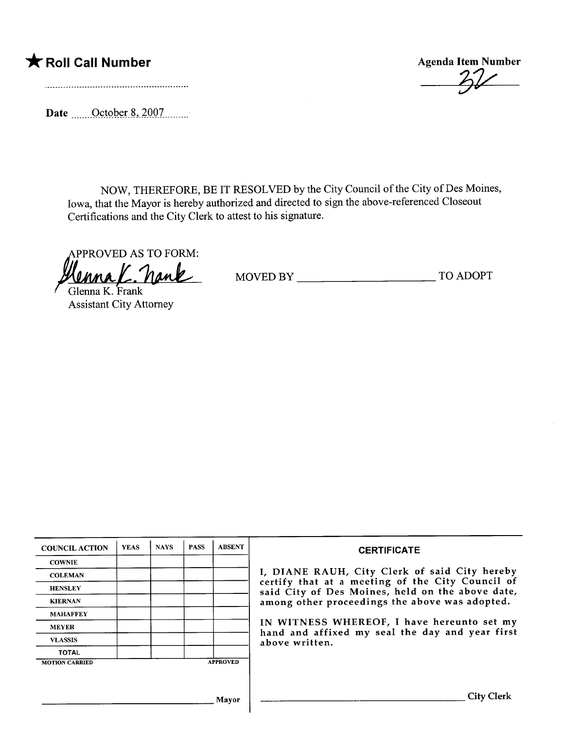★ **Roll Call Number**

..........................................................

**Agenda Item Number**

32

**Date** October 8, 2007

NOW, THEREFORE, BE IT RESOLVED by the City Council of the City of Des Moines, Iowa, that the Mayor is hereby authorized and directed to sign the above-referenced Closeout Certifications and the City Clerk to attest to his signature.

APPROVED AS TO FORM:

Glenna K. Frank

Glenna K. Frank
Assistant City Attorney

MOVED BY ________________________ TO ADOPT

| COUNCIL ACTION | YEAS | NAYS | PASS | ABSENT |
|---|---|---|---|---|
| COWNIE | | | | |
| COLEMAN | | | | |
| HENSLEY | | | | |
| KIERNAN | | | | |
| MAHAFFEY | | | | |
| MEYER | | | | |
| VLASSIS | | | | |
| TOTAL | | | | |
| MOTION CARRIED | | | | APPROVED |

________________________________ Mayor

**CERTIFICATE**

I, DIANE RAUH, City Clerk of said City hereby certify that at a meeting of the City Council of said City of Des Moines, held on the above date, among other proceedings the above was adopted.

IN WITNESS WHEREOF, I have hereunto set my hand and affixed my seal the day and year first above written.

________________________________ City Clerk